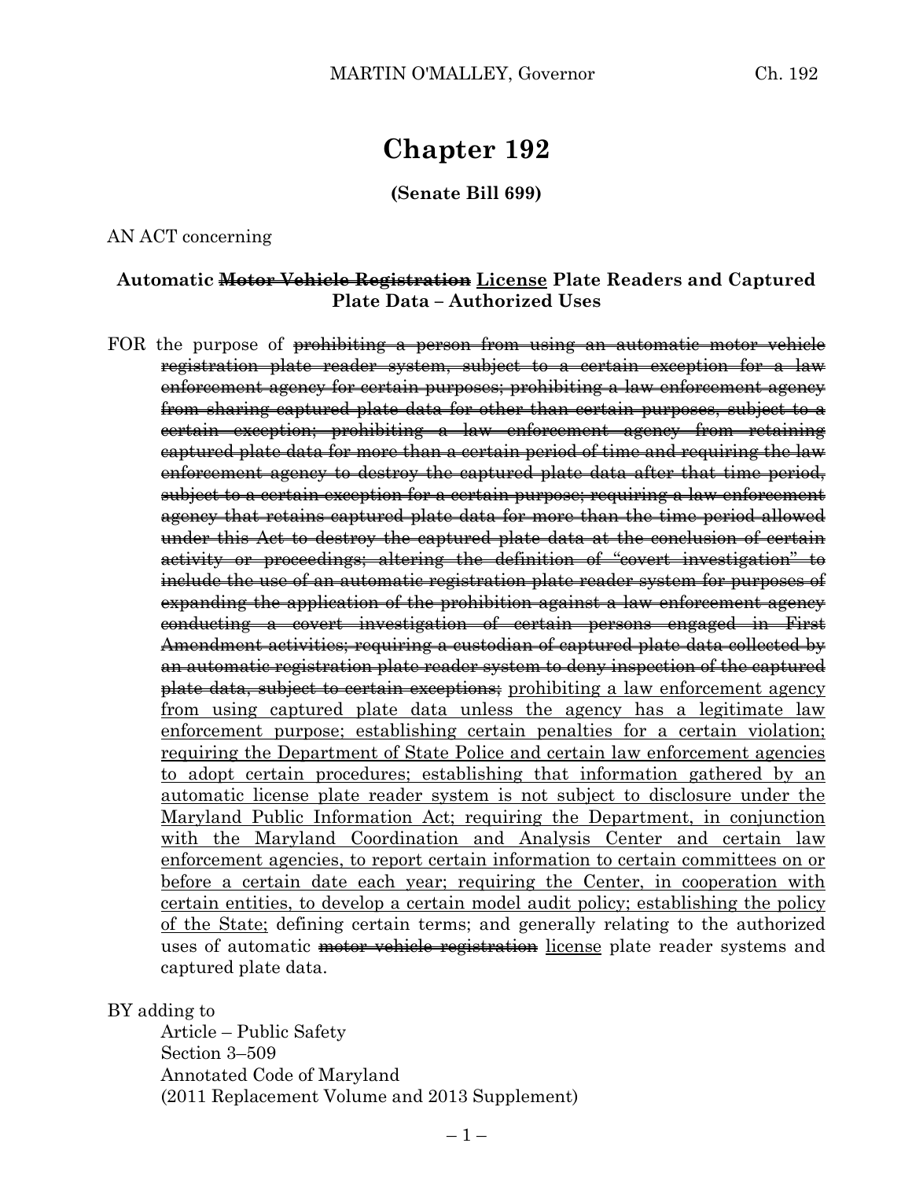# Chapter 192

**(Senate Bill 699)**

AN ACT concerning

**Automatic ~~Motor Vehicle Registration~~ <u>License</u> Plate Readers and Captured Plate Data – Authorized Uses**

FOR the purpose of ~~prohibiting a person from using an automatic motor vehicle registration plate reader system, subject to a certain exception for a law enforcement agency for certain purposes; prohibiting a law enforcement agency from sharing captured plate data for other than certain purposes, subject to a certain exception; prohibiting a law enforcement agency from retaining captured plate data for more than a certain period of time and requiring the law enforcement agency to destroy the captured plate data after that time period, subject to a certain exception for a certain purpose; requiring a law enforcement agency that retains captured plate data for more than the time period allowed under this Act to destroy the captured plate data at the conclusion of certain activity or proceedings; altering the definition of "covert investigation" to include the use of an automatic registration plate reader system for purposes of expanding the application of the prohibition against a law enforcement agency conducting a covert investigation of certain persons engaged in First Amendment activities; requiring a custodian of captured plate data collected by an automatic registration plate reader system to deny inspection of the captured plate data, subject to certain exceptions;~~ <u>prohibiting a law enforcement agency from using captured plate data unless the agency has a legitimate law enforcement purpose; establishing certain penalties for a certain violation; requiring the Department of State Police and certain law enforcement agencies to adopt certain procedures; establishing that information gathered by an automatic license plate reader system is not subject to disclosure under the Maryland Public Information Act; requiring the Department, in conjunction with the Maryland Coordination and Analysis Center and certain law enforcement agencies, to report certain information to certain committees on or before a certain date each year; requiring the Center, in cooperation with certain entities, to develop a certain model audit policy; establishing the policy of the State;</u> defining certain terms; and generally relating to the authorized uses of automatic ~~motor vehicle registration~~ <u>license</u> plate reader systems and captured plate data.

BY adding to
Article – Public Safety
Section 3–509
Annotated Code of Maryland
(2011 Replacement Volume and 2013 Supplement)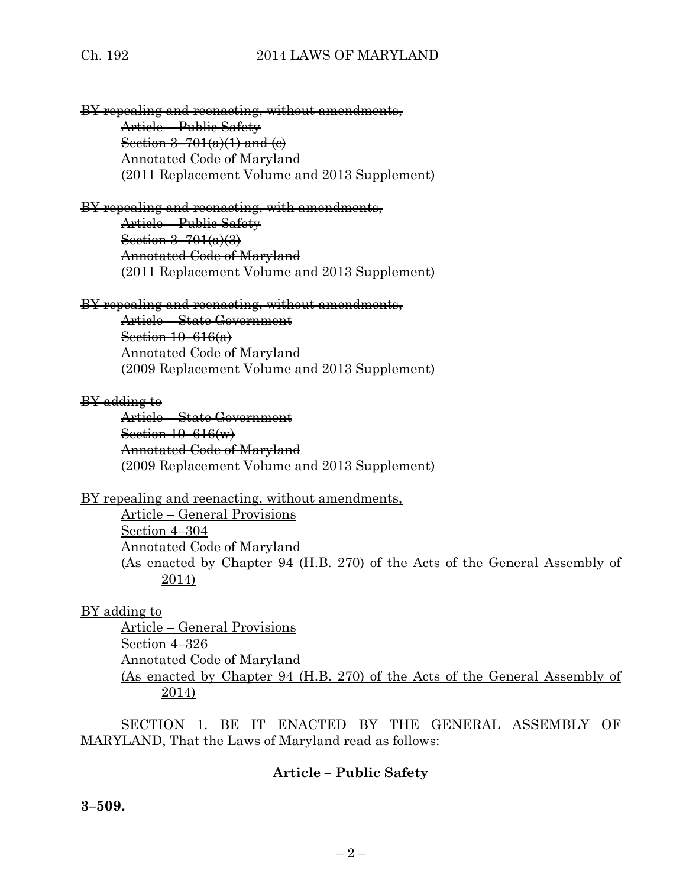~~BY repealing and reenacting, without amendments,~~
~~Article – Public Safety~~
~~Section 3–701(a)(1) and (c)~~
~~Annotated Code of Maryland~~
~~(2011 Replacement Volume and 2013 Supplement)~~

~~BY repealing and reenacting, with amendments,~~
~~Article – Public Safety~~
~~Section 3–701(a)(3)~~
~~Annotated Code of Maryland~~
~~(2011 Replacement Volume and 2013 Supplement)~~

~~BY repealing and reenacting, without amendments,~~
~~Article – State Government~~
~~Section 10–616(a)~~
~~Annotated Code of Maryland~~
~~(2009 Replacement Volume and 2013 Supplement)~~

~~BY adding to~~
~~Article – State Government~~
~~Section 10–616(w)~~
~~Annotated Code of Maryland~~
~~(2009 Replacement Volume and 2013 Supplement)~~

<u>BY repealing and reenacting, without amendments,</u>
<u>Article – General Provisions</u>
<u>Section 4–304</u>
<u>Annotated Code of Maryland</u>
<u>(As enacted by Chapter 94 (H.B. 270) of the Acts of the General Assembly of 2014)</u>

<u>BY adding to</u>
<u>Article – General Provisions</u>
<u>Section 4–326</u>
<u>Annotated Code of Maryland</u>
<u>(As enacted by Chapter 94 (H.B. 270) of the Acts of the General Assembly of 2014)</u>

SECTION 1. BE IT ENACTED BY THE GENERAL ASSEMBLY OF MARYLAND, That the Laws of Maryland read as follows:

**Article – Public Safety**

**3–509.**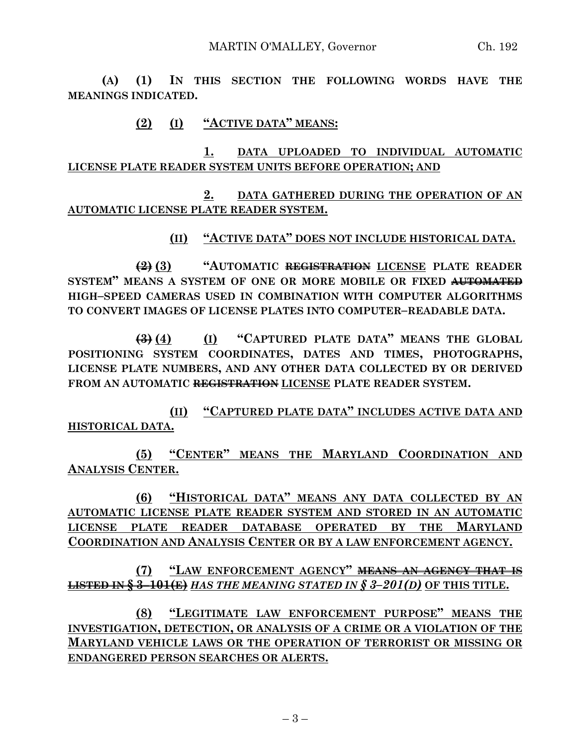**(A) (1) IN THIS SECTION THE FOLLOWING WORDS HAVE THE MEANINGS INDICATED.**

**(2) (I) "ACTIVE DATA" MEANS:**

**1. DATA UPLOADED TO INDIVIDUAL AUTOMATIC LICENSE PLATE READER SYSTEM UNITS BEFORE OPERATION; AND**

**2. DATA GATHERED DURING THE OPERATION OF AN AUTOMATIC LICENSE PLATE READER SYSTEM.**

**(II) "ACTIVE DATA" DOES NOT INCLUDE HISTORICAL DATA.**

**~~(2)~~ (3) "AUTOMATIC ~~REGISTRATION~~ LICENSE PLATE READER SYSTEM" MEANS A SYSTEM OF ONE OR MORE MOBILE OR FIXED ~~AUTOMATED~~ HIGH–SPEED CAMERAS USED IN COMBINATION WITH COMPUTER ALGORITHMS TO CONVERT IMAGES OF LICENSE PLATES INTO COMPUTER–READABLE DATA.**

**~~(3)~~ (4) (I) "CAPTURED PLATE DATA" MEANS THE GLOBAL POSITIONING SYSTEM COORDINATES, DATES AND TIMES, PHOTOGRAPHS, LICENSE PLATE NUMBERS, AND ANY OTHER DATA COLLECTED BY OR DERIVED FROM AN AUTOMATIC ~~REGISTRATION~~ LICENSE PLATE READER SYSTEM.**

**(II) "CAPTURED PLATE DATA" INCLUDES ACTIVE DATA AND HISTORICAL DATA.**

**(5) "CENTER" MEANS THE MARYLAND COORDINATION AND ANALYSIS CENTER.**

**(6) "HISTORICAL DATA" MEANS ANY DATA COLLECTED BY AN AUTOMATIC LICENSE PLATE READER SYSTEM AND STORED IN AN AUTOMATIC LICENSE PLATE READER DATABASE OPERATED BY THE MARYLAND COORDINATION AND ANALYSIS CENTER OR BY A LAW ENFORCEMENT AGENCY.**

**(7) "LAW ENFORCEMENT AGENCY" ~~MEANS AN AGENCY THAT IS LISTED IN § 3–101(E)~~ *HAS THE MEANING STATED IN § 3–201(D)* OF THIS TITLE.**

**(8) "LEGITIMATE LAW ENFORCEMENT PURPOSE" MEANS THE INVESTIGATION, DETECTION, OR ANALYSIS OF A CRIME OR A VIOLATION OF THE MARYLAND VEHICLE LAWS OR THE OPERATION OF TERRORIST OR MISSING OR ENDANGERED PERSON SEARCHES OR ALERTS.**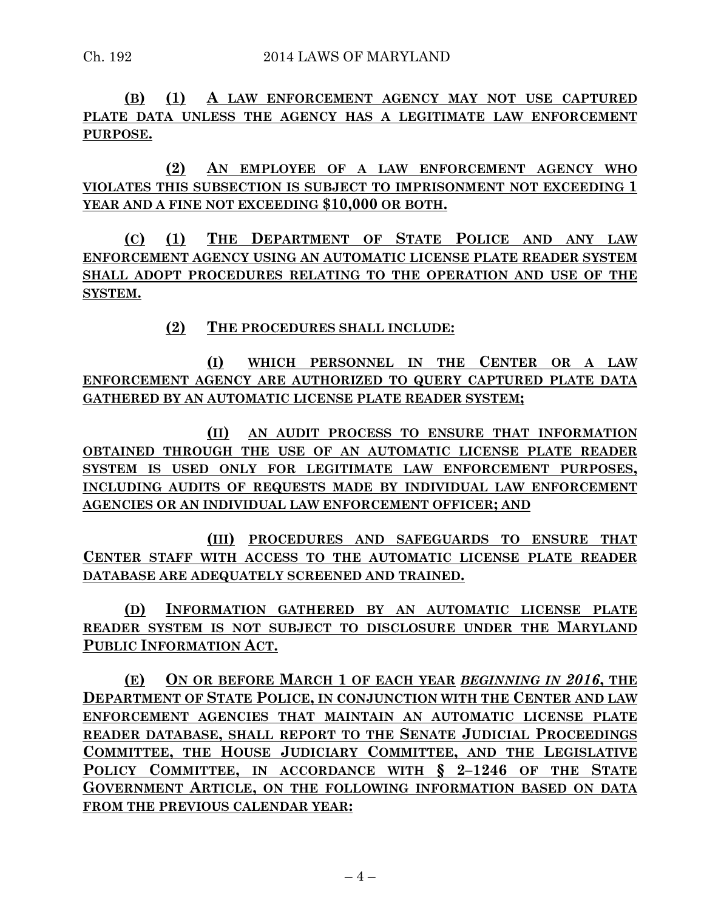**(B) (1) A LAW ENFORCEMENT AGENCY MAY NOT USE CAPTURED PLATE DATA UNLESS THE AGENCY HAS A LEGITIMATE LAW ENFORCEMENT PURPOSE.**

**(2) AN EMPLOYEE OF A LAW ENFORCEMENT AGENCY WHO VIOLATES THIS SUBSECTION IS SUBJECT TO IMPRISONMENT NOT EXCEEDING 1 YEAR AND A FINE NOT EXCEEDING $10,000 OR BOTH.**

**(C) (1) THE DEPARTMENT OF STATE POLICE AND ANY LAW ENFORCEMENT AGENCY USING AN AUTOMATIC LICENSE PLATE READER SYSTEM SHALL ADOPT PROCEDURES RELATING TO THE OPERATION AND USE OF THE SYSTEM.**

**(2) THE PROCEDURES SHALL INCLUDE:**

**(I) WHICH PERSONNEL IN THE CENTER OR A LAW ENFORCEMENT AGENCY ARE AUTHORIZED TO QUERY CAPTURED PLATE DATA GATHERED BY AN AUTOMATIC LICENSE PLATE READER SYSTEM;**

**(II) AN AUDIT PROCESS TO ENSURE THAT INFORMATION OBTAINED THROUGH THE USE OF AN AUTOMATIC LICENSE PLATE READER SYSTEM IS USED ONLY FOR LEGITIMATE LAW ENFORCEMENT PURPOSES, INCLUDING AUDITS OF REQUESTS MADE BY INDIVIDUAL LAW ENFORCEMENT AGENCIES OR AN INDIVIDUAL LAW ENFORCEMENT OFFICER; AND**

**(III) PROCEDURES AND SAFEGUARDS TO ENSURE THAT CENTER STAFF WITH ACCESS TO THE AUTOMATIC LICENSE PLATE READER DATABASE ARE ADEQUATELY SCREENED AND TRAINED.**

**(D) INFORMATION GATHERED BY AN AUTOMATIC LICENSE PLATE READER SYSTEM IS NOT SUBJECT TO DISCLOSURE UNDER THE MARYLAND PUBLIC INFORMATION ACT.**

**(E) ON OR BEFORE MARCH 1 OF EACH YEAR** ***BEGINNING IN 2016*****, THE DEPARTMENT OF STATE POLICE, IN CONJUNCTION WITH THE CENTER AND LAW ENFORCEMENT AGENCIES THAT MAINTAIN AN AUTOMATIC LICENSE PLATE READER DATABASE, SHALL REPORT TO THE SENATE JUDICIAL PROCEEDINGS COMMITTEE, THE HOUSE JUDICIARY COMMITTEE, AND THE LEGISLATIVE POLICY COMMITTEE, IN ACCORDANCE WITH § 2–1246 OF THE STATE GOVERNMENT ARTICLE, ON THE FOLLOWING INFORMATION BASED ON DATA FROM THE PREVIOUS CALENDAR YEAR:**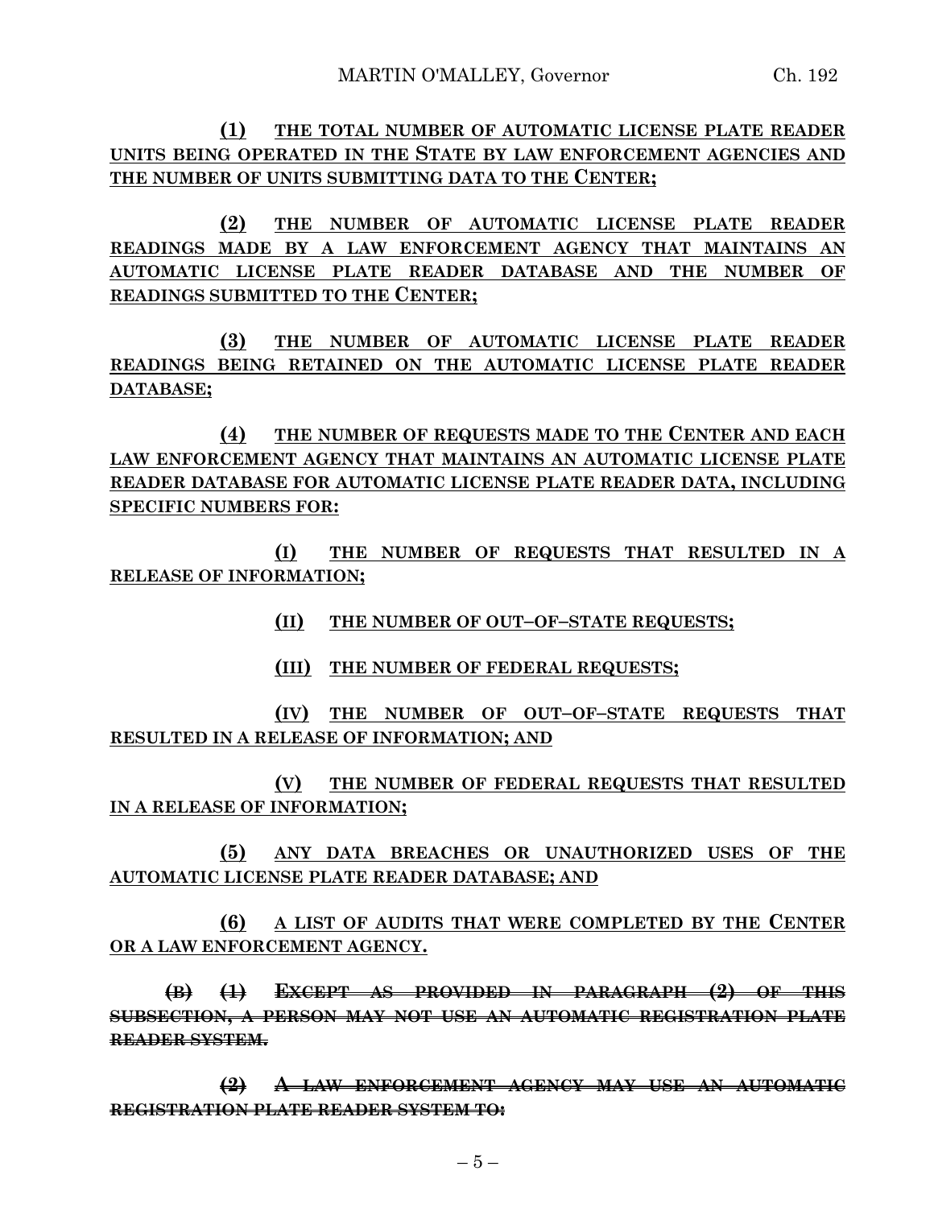**(1)** <u>**THE TOTAL NUMBER OF AUTOMATIC LICENSE PLATE READER UNITS BEING OPERATED IN THE STATE BY LAW ENFORCEMENT AGENCIES AND THE NUMBER OF UNITS SUBMITTING DATA TO THE CENTER;**</u>

**(2)** <u>**THE NUMBER OF AUTOMATIC LICENSE PLATE READER READINGS MADE BY A LAW ENFORCEMENT AGENCY THAT MAINTAINS AN AUTOMATIC LICENSE PLATE READER DATABASE AND THE NUMBER OF READINGS SUBMITTED TO THE CENTER;**</u>

**(3)** <u>**THE NUMBER OF AUTOMATIC LICENSE PLATE READER READINGS BEING RETAINED ON THE AUTOMATIC LICENSE PLATE READER DATABASE;**</u>

**(4)** <u>**THE NUMBER OF REQUESTS MADE TO THE CENTER AND EACH LAW ENFORCEMENT AGENCY THAT MAINTAINS AN AUTOMATIC LICENSE PLATE READER DATABASE FOR AUTOMATIC LICENSE PLATE READER DATA, INCLUDING SPECIFIC NUMBERS FOR:**</u>

**(I)** <u>**THE NUMBER OF REQUESTS THAT RESULTED IN A RELEASE OF INFORMATION;**</u>

**(II)** <u>**THE NUMBER OF OUT–OF–STATE REQUESTS;**</u>

**(III)** <u>**THE NUMBER OF FEDERAL REQUESTS;**</u>

**(IV)** <u>**THE NUMBER OF OUT–OF–STATE REQUESTS THAT RESULTED IN A RELEASE OF INFORMATION; AND**</u>

**(V)** <u>**THE NUMBER OF FEDERAL REQUESTS THAT RESULTED IN A RELEASE OF INFORMATION;**</u>

**(5)** <u>**ANY DATA BREACHES OR UNAUTHORIZED USES OF THE AUTOMATIC LICENSE PLATE READER DATABASE; AND**</u>

**(6)** <u>**A LIST OF AUDITS THAT WERE COMPLETED BY THE CENTER OR A LAW ENFORCEMENT AGENCY.**</u>

~~**(B) (1) EXCEPT AS PROVIDED IN PARAGRAPH (2) OF THIS SUBSECTION, A PERSON MAY NOT USE AN AUTOMATIC REGISTRATION PLATE READER SYSTEM.**~~

~~**(2) A LAW ENFORCEMENT AGENCY MAY USE AN AUTOMATIC REGISTRATION PLATE READER SYSTEM TO:**~~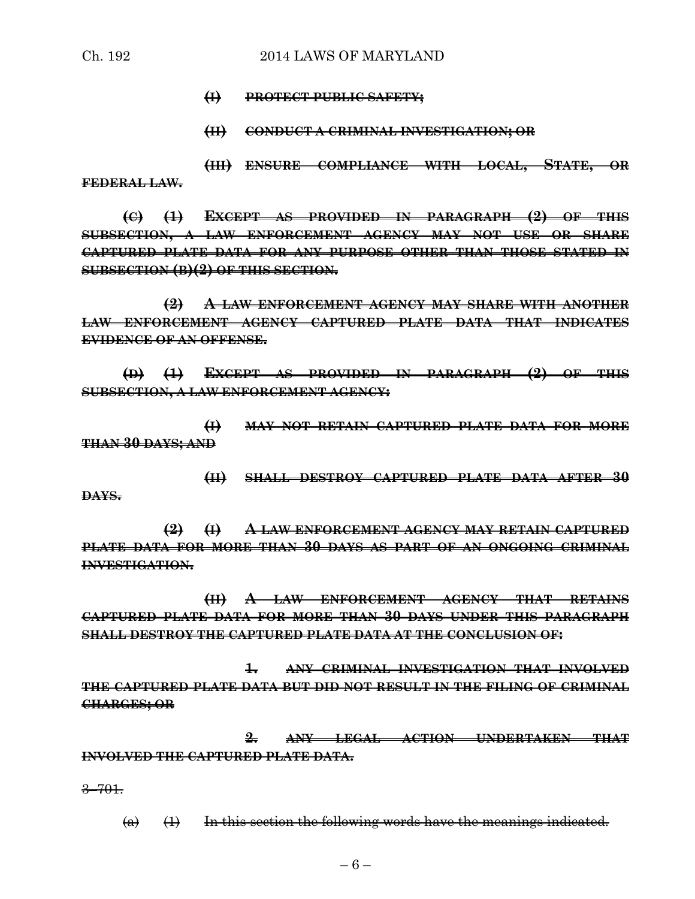~~(I) PROTECT PUBLIC SAFETY;~~

~~(II) CONDUCT A CRIMINAL INVESTIGATION; OR~~

~~(III) ENSURE COMPLIANCE WITH LOCAL, STATE, OR FEDERAL LAW.~~

~~(C) (1) EXCEPT AS PROVIDED IN PARAGRAPH (2) OF THIS SUBSECTION, A LAW ENFORCEMENT AGENCY MAY NOT USE OR SHARE CAPTURED PLATE DATA FOR ANY PURPOSE OTHER THAN THOSE STATED IN SUBSECTION (B)(2) OF THIS SECTION.~~

~~(2) A LAW ENFORCEMENT AGENCY MAY SHARE WITH ANOTHER LAW ENFORCEMENT AGENCY CAPTURED PLATE DATA THAT INDICATES EVIDENCE OF AN OFFENSE.~~

~~(D) (1) EXCEPT AS PROVIDED IN PARAGRAPH (2) OF THIS SUBSECTION, A LAW ENFORCEMENT AGENCY:~~

~~(I) MAY NOT RETAIN CAPTURED PLATE DATA FOR MORE THAN 30 DAYS; AND~~

~~(II) SHALL DESTROY CAPTURED PLATE DATA AFTER 30 DAYS.~~

~~(2) (I) A LAW ENFORCEMENT AGENCY MAY RETAIN CAPTURED PLATE DATA FOR MORE THAN 30 DAYS AS PART OF AN ONGOING CRIMINAL INVESTIGATION.~~

~~(II) A LAW ENFORCEMENT AGENCY THAT RETAINS CAPTURED PLATE DATA FOR MORE THAN 30 DAYS UNDER THIS PARAGRAPH SHALL DESTROY THE CAPTURED PLATE DATA AT THE CONCLUSION OF:~~

~~1. ANY CRIMINAL INVESTIGATION THAT INVOLVED THE CAPTURED PLATE DATA BUT DID NOT RESULT IN THE FILING OF CRIMINAL CHARGES; OR~~

~~2. ANY LEGAL ACTION UNDERTAKEN THAT INVOLVED THE CAPTURED PLATE DATA.~~

~~3–701.~~

~~(a) (1) In this section the following words have the meanings indicated.~~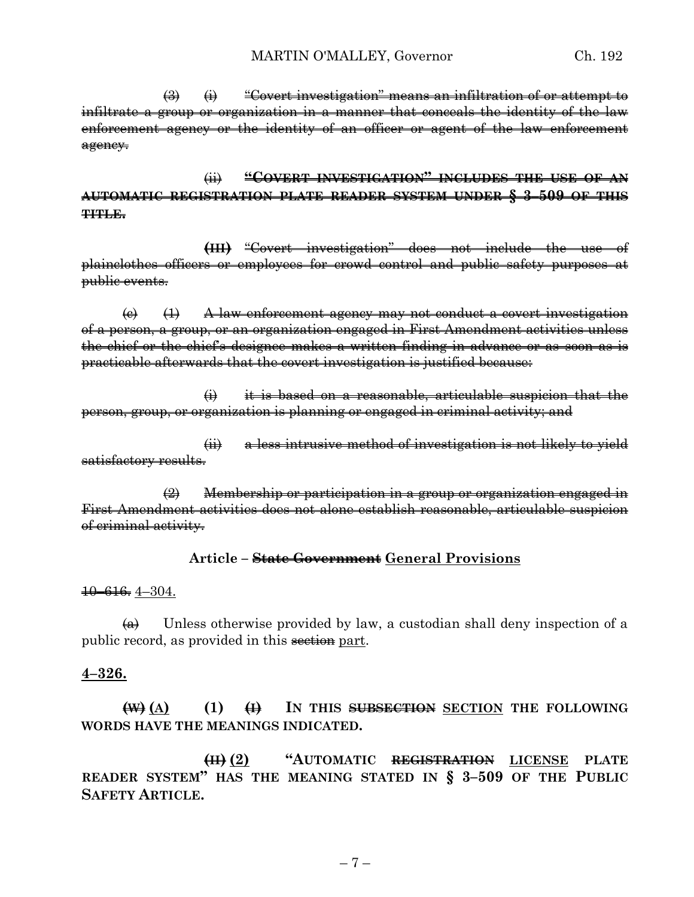~~(3) (i) "Covert investigation" means an infiltration of or attempt to infiltrate a group or organization in a manner that conceals the identity of the law enforcement agency or the identity of an officer or agent of the law enforcement agency.~~

~~(ii) **"COVERT INVESTIGATION" INCLUDES THE USE OF AN AUTOMATIC REGISTRATION PLATE READER SYSTEM UNDER § 3–509 OF THIS TITLE.**~~

~~**(III)** "Covert investigation" does not include the use of plainclothes officers or employees for crowd control and public safety purposes at public events.~~

~~(c) (1) A law enforcement agency may not conduct a covert investigation of a person, a group, or an organization engaged in First Amendment activities unless the chief or the chief's designee makes a written finding in advance or as soon as is practicable afterwards that the covert investigation is justified because:~~

~~(i) it is based on a reasonable, articulable suspicion that the person, group, or organization is planning or engaged in criminal activity; and~~

~~(ii) a less intrusive method of investigation is not likely to yield satisfactory results.~~

~~(2) Membership or participation in a group or organization engaged in First Amendment activities does not alone establish reasonable, articulable suspicion of criminal activity.~~

**Article – ~~State Government~~ General Provisions**

~~10–616.~~ 4–304.

~~(a)~~ Unless otherwise provided by law, a custodian shall deny inspection of a public record, as provided in this ~~section~~ part.

**4–326.**

**~~(W)~~ (A) (1) ~~(I)~~ IN THIS ~~SUBSECTION~~ SECTION THE FOLLOWING WORDS HAVE THE MEANINGS INDICATED.**

**~~(II)~~ (2) "AUTOMATIC ~~REGISTRATION~~ LICENSE PLATE READER SYSTEM" HAS THE MEANING STATED IN § 3–509 OF THE PUBLIC SAFETY ARTICLE.**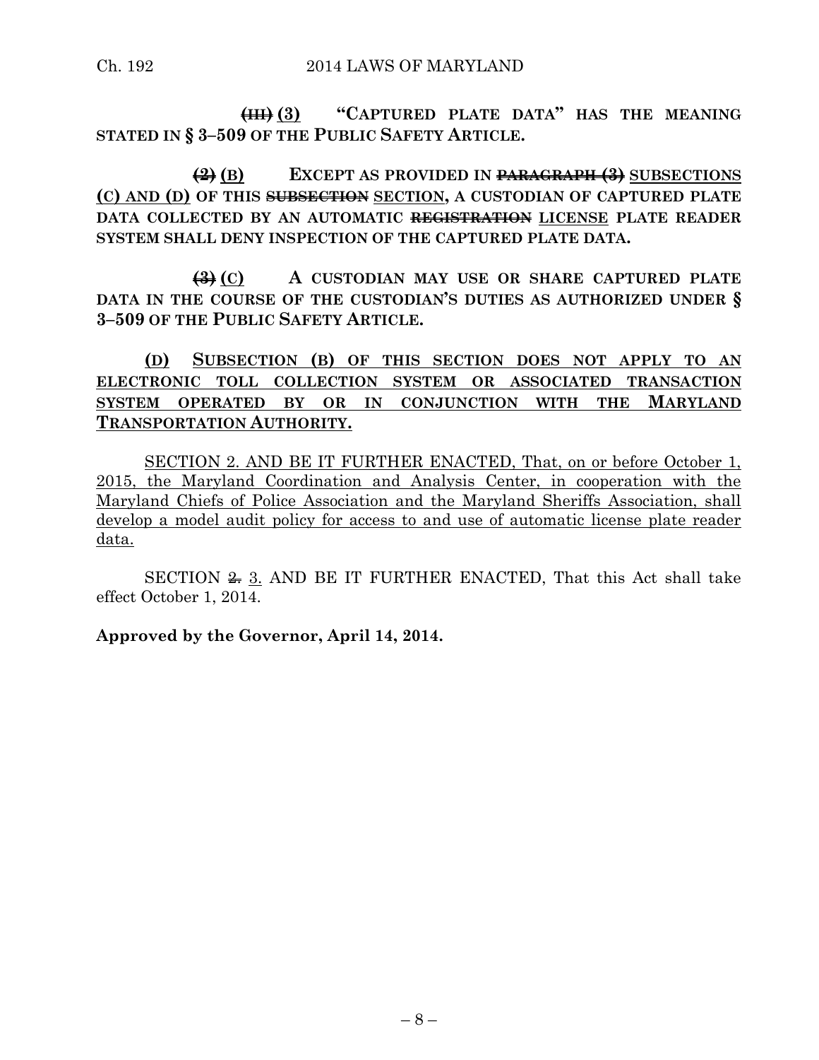~~(III)~~ <u>(3)</u> **"CAPTURED PLATE DATA" HAS THE MEANING STATED IN § 3–509 OF THE PUBLIC SAFETY ARTICLE.**

~~(2)~~ <u>(B)</u> **EXCEPT AS PROVIDED IN ~~PARAGRAPH (3)~~ <u>SUBSECTIONS (C) AND (D)</u> OF THIS ~~SUBSECTION~~ <u>SECTION</u>, A CUSTODIAN OF CAPTURED PLATE DATA COLLECTED BY AN AUTOMATIC ~~REGISTRATION~~ <u>LICENSE</u> PLATE READER SYSTEM SHALL DENY INSPECTION OF THE CAPTURED PLATE DATA.**

~~(3)~~ <u>(C)</u> **A CUSTODIAN MAY USE OR SHARE CAPTURED PLATE DATA IN THE COURSE OF THE CUSTODIAN'S DUTIES AS AUTHORIZED UNDER § 3–509 OF THE PUBLIC SAFETY ARTICLE.**

<u>**(D) SUBSECTION (B) OF THIS SECTION DOES NOT APPLY TO AN ELECTRONIC TOLL COLLECTION SYSTEM OR ASSOCIATED TRANSACTION SYSTEM OPERATED BY OR IN CONJUNCTION WITH THE MARYLAND TRANSPORTATION AUTHORITY.**</u>

<u>SECTION 2. AND BE IT FURTHER ENACTED, That, on or before October 1, 2015, the Maryland Coordination and Analysis Center, in cooperation with the Maryland Chiefs of Police Association and the Maryland Sheriffs Association, shall develop a model audit policy for access to and use of automatic license plate reader data.</u>

SECTION ~~2.~~ <u>3.</u> AND BE IT FURTHER ENACTED, That this Act shall take effect October 1, 2014.

**Approved by the Governor, April 14, 2014.**